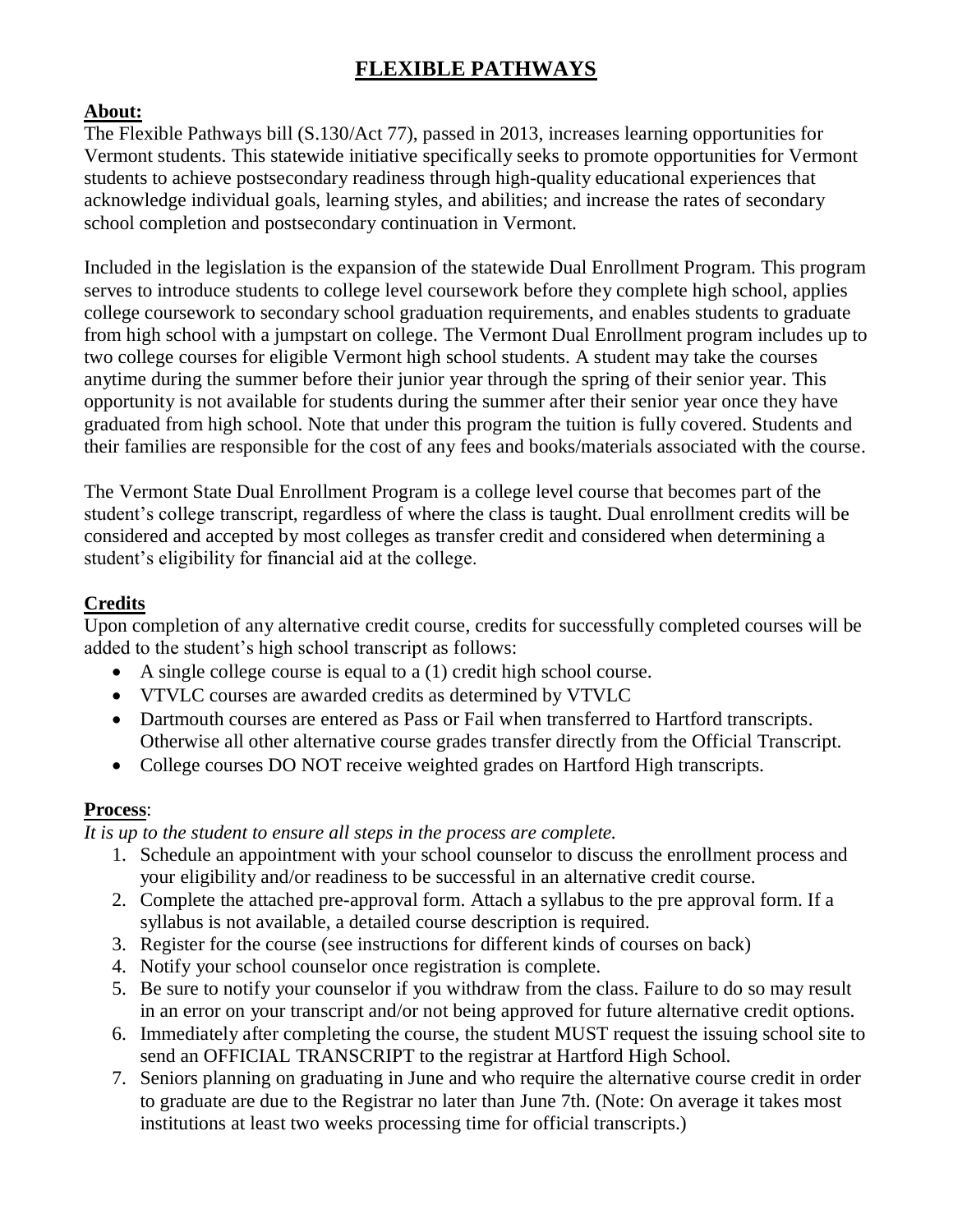# FLEXIBLE PATHWAYS

## About:

The Flexible Pathways bill (S.130/Act 77), passed in 2013, increases learning opportunities for Vermont students. This statewide initiative specifically seeks to promote opportunities for Vermont students to achieve postsecondary readiness through high-quality educational experiences that acknowledge individual goals, learning styles, and abilities; and increase the rates of secondary school completion and postsecondary continuation in Vermont.

Included in the legislation is the expansion of the statewide Dual Enrollment Program. This program serves to introduce students to college level coursework before they complete high school, applies college coursework to secondary school graduation requirements, and enables students to graduate from high school with a jumpstart on college. The Vermont Dual Enrollment program includes up to two college courses for eligible Vermont high school students. A student may take the courses anytime during the summer before their junior year through the spring of their senior year. This opportunity is not available for students during the summer after their senior year once they have graduated from high school. Note that under this program the tuition is fully covered. Students and their families are responsible for the cost of any fees and books/materials associated with the course.

The Vermont State Dual Enrollment Program is a college level course that becomes part of the student's college transcript, regardless of where the class is taught. Dual enrollment credits will be considered and accepted by most colleges as transfer credit and considered when determining a student's eligibility for financial aid at the college.

## Credits

Upon completion of any alternative credit course, credits for successfully completed courses will be added to the student's high school transcript as follows:

- A single college course is equal to a (1) credit high school course.
- VTVLC courses are awarded credits as determined by VTVLC
- Dartmouth courses are entered as Pass or Fail when transferred to Hartford transcripts. Otherwise all other alternative course grades transfer directly from the Official Transcript.
- College courses DO NOT receive weighted grades on Hartford High transcripts.

## Process:

*It is up to the student to ensure all steps in the process are complete.*

1. Schedule an appointment with your school counselor to discuss the enrollment process and your eligibility and/or readiness to be successful in an alternative credit course.
2. Complete the attached pre-approval form. Attach a syllabus to the pre approval form. If a syllabus is not available, a detailed course description is required.
3. Register for the course (see instructions for different kinds of courses on back)
4. Notify your school counselor once registration is complete.
5. Be sure to notify your counselor if you withdraw from the class. Failure to do so may result in an error on your transcript and/or not being approved for future alternative credit options.
6. Immediately after completing the course, the student MUST request the issuing school site to send an OFFICIAL TRANSCRIPT to the registrar at Hartford High School.
7. Seniors planning on graduating in June and who require the alternative course credit in order to graduate are due to the Registrar no later than June 7th. (Note: On average it takes most institutions at least two weeks processing time for official transcripts.)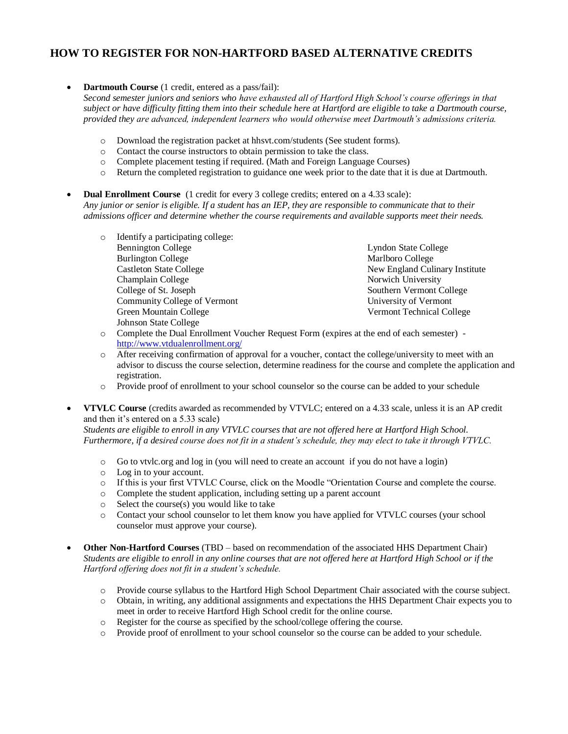# HOW TO REGISTER FOR NON-HARTFORD BASED ALTERNATIVE CREDITS

- **Dartmouth Course** (1 credit, entered as a pass/fail):
  *Second semester juniors and seniors who have exhausted all of Hartford High School's course offerings in that subject or have difficulty fitting them into their schedule here at Hartford are eligible to take a Dartmouth course, provided they are advanced, independent learners who would otherwise meet Dartmouth's admissions criteria.*

  - Download the registration packet at hhsvt.com/students (See student forms).
  - Contact the course instructors to obtain permission to take the class.
  - Complete placement testing if required. (Math and Foreign Language Courses)
  - Return the completed registration to guidance one week prior to the date that it is due at Dartmouth.

- **Dual Enrollment Course** (1 credit for every 3 college credits; entered on a 4.33 scale):
  *Any junior or senior is eligible. If a student has an IEP, they are responsible to communicate that to their admissions officer and determine whether the course requirements and available supports meet their needs.*

  - Identify a participating college:
    Bennington College
    Burlington College
    Castleton State College
    Champlain College
    College of St. Joseph
    Community College of Vermont
    Green Mountain College
    Johnson State College
    Lyndon State College
    Marlboro College
    New England Culinary Institute
    Norwich University
    Southern Vermont College
    University of Vermont
    Vermont Technical College
  - Complete the Dual Enrollment Voucher Request Form (expires at the end of each semester) - http://www.vtdualenrollment.org/
  - After receiving confirmation of approval for a voucher, contact the college/university to meet with an advisor to discuss the course selection, determine readiness for the course and complete the application and registration.
  - Provide proof of enrollment to your school counselor so the course can be added to your schedule

- **VTVLC Course** (credits awarded as recommended by VTVLC; entered on a 4.33 scale, unless it is an AP credit and then it's entered on a 5.33 scale)
  *Students are eligible to enroll in any VTVLC courses that are not offered here at Hartford High School. Furthermore, if a desired course does not fit in a student's schedule, they may elect to take it through VTVLC.*

  - Go to vtvlc.org and log in (you will need to create an account if you do not have a login)
  - Log in to your account.
  - If this is your first VTVLC Course, click on the Moodle "Orientation Course and complete the course.
  - Complete the student application, including setting up a parent account
  - Select the course(s) you would like to take
  - Contact your school counselor to let them know you have applied for VTVLC courses (your school counselor must approve your course).

- **Other Non-Hartford Courses** (TBD – based on recommendation of the associated HHS Department Chair)
  *Students are eligible to enroll in any online courses that are not offered here at Hartford High School or if the Hartford offering does not fit in a student's schedule.*

  - Provide course syllabus to the Hartford High School Department Chair associated with the course subject.
  - Obtain, in writing, any additional assignments and expectations the HHS Department Chair expects you to meet in order to receive Hartford High School credit for the online course.
  - Register for the course as specified by the school/college offering the course.
  - Provide proof of enrollment to your school counselor so the course can be added to your schedule.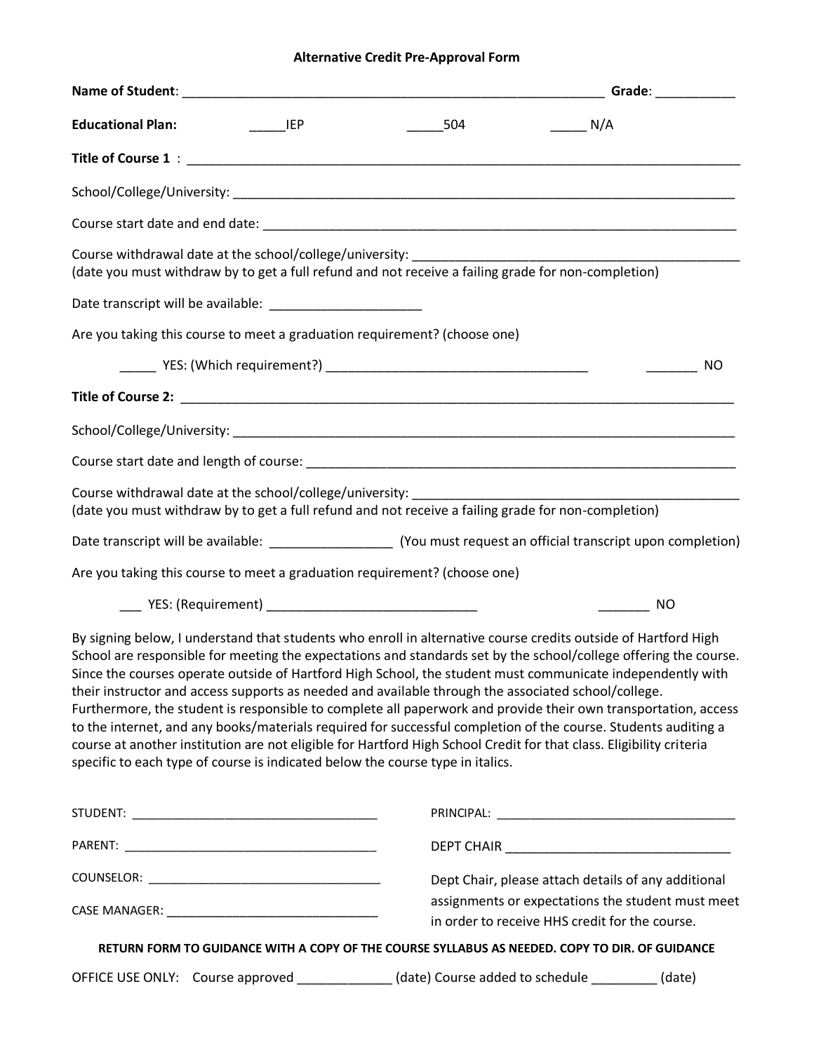# Alternative Credit Pre-Approval Form

**Name of Student**: ____________________________________________________________ **Grade**: ___________

**Educational Plan:** _____IEP _____504 _____ N/A

**Title of Course 1** : ______________________________________________________________________________

School/College/University: __________________________________________________________________________

Course start date and end date: ______________________________________________________________________

Course withdrawal date at the school/college/university: _______________________________________________
(date you must withdraw by to get a full refund and not receive a failing grade for non-completion)

Date transcript will be available: _____________________

Are you taking this course to meet a graduation requirement? (choose one)

_____ YES: (Which requirement?) _____________________________________ _______ NO

**Title of Course 2:** ______________________________________________________________________________

School/College/University: __________________________________________________________________________

Course start date and length of course: _________________________________________________________________

Course withdrawal date at the school/college/university: _______________________________________________
(date you must withdraw by to get a full refund and not receive a failing grade for non-completion)

Date transcript will be available: _________________ (You must request an official transcript upon completion)

Are you taking this course to meet a graduation requirement? (choose one)

___ YES: (Requirement) _____________________________ _______ NO

By signing below, I understand that students who enroll in alternative course credits outside of Hartford High School are responsible for meeting the expectations and standards set by the school/college offering the course. Since the courses operate outside of Hartford High School, the student must communicate independently with their instructor and access supports as needed and available through the associated school/college. Furthermore, the student is responsible to complete all paperwork and provide their own transportation, access to the internet, and any books/materials required for successful completion of the course. Students auditing a course at another institution are not eligible for Hartford High School Credit for that class. Eligibility criteria specific to each type of course is indicated below the course type in italics.

STUDENT: ___________________________________

PARENT: ____________________________________

COUNSELOR: _________________________________

CASE MANAGER: ______________________________

PRINCIPAL: __________________________________

DEPT CHAIR ________________________________

Dept Chair, please attach details of any additional assignments or expectations the student must meet in order to receive HHS credit for the course.

**RETURN FORM TO GUIDANCE WITH A COPY OF THE COURSE SYLLABUS AS NEEDED. COPY TO DIR. OF GUIDANCE**

OFFICE USE ONLY: Course approved _____________ (date) Course added to schedule _________ (date)